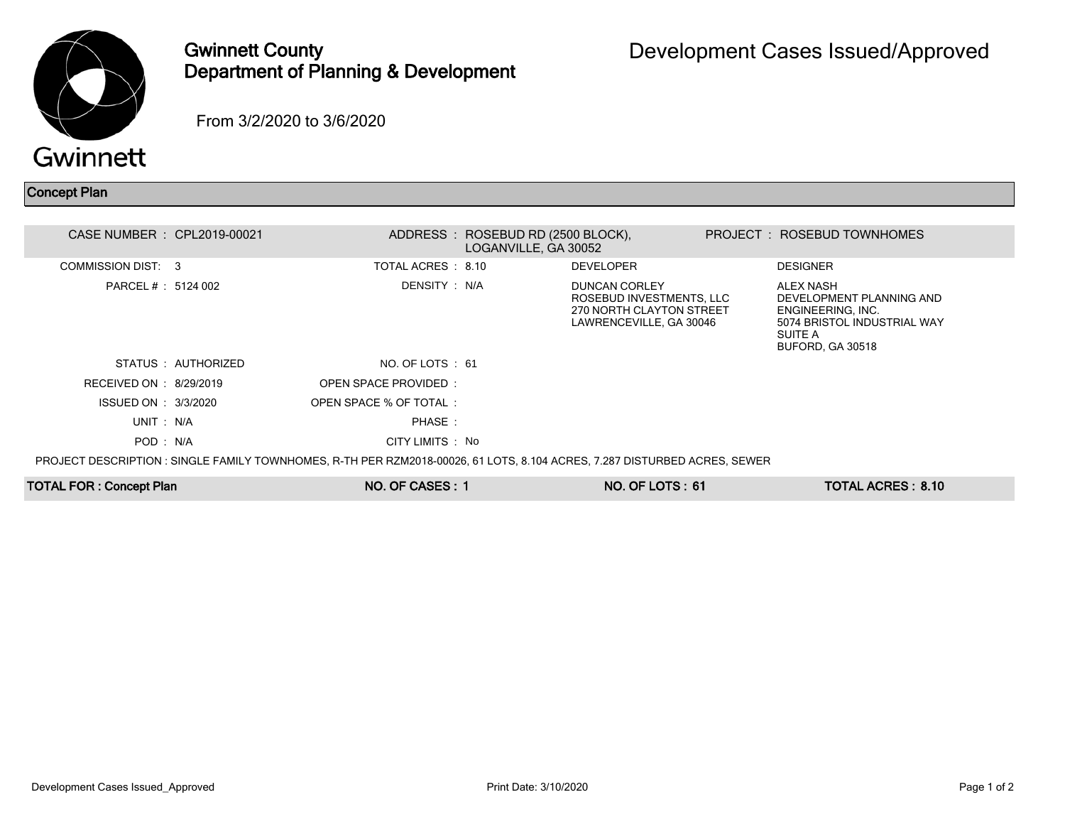# Gwinnett County
## Department of Planning & Development

# Development Cases Issued/Approved

From 3/2/2020 to 3/6/2020

## Concept Plan

CASE NUMBER : CPL2019-00021

ADDRESS : ROSEBUD RD (2500 BLOCK), LOGANVILLE, GA 30052

PROJECT : ROSEBUD TOWNHOMES

COMMISSION DIST: 3

PARCEL # : 5124 002

TOTAL ACRES : 8.10

DENSITY : N/A

DEVELOPER

DUNCAN CORLEY
ROSEBUD INVESTMENTS, LLC
270 NORTH CLAYTON STREET
LAWRENCEVILLE, GA 30046

DESIGNER

ALEX NASH
DEVELOPMENT PLANNING AND ENGINEERING, INC.
5074 BRISTOL INDUSTRIAL WAY
SUITE A
BUFORD, GA 30518

STATUS : AUTHORIZED

RECEIVED ON : 8/29/2019

ISSUED ON : 3/3/2020

UNIT : N/A

POD : N/A

NO. OF LOTS : 61

OPEN SPACE PROVIDED :

OPEN SPACE % OF TOTAL :

PHASE :

CITY LIMITS : No

PROJECT DESCRIPTION : SINGLE FAMILY TOWNHOMES, R-TH PER RZM2018-00026, 61 LOTS, 8.104 ACRES, 7.287 DISTURBED ACRES, SEWER

| TOTAL FOR : Concept Plan | NO. OF CASES : 1 | NO. OF LOTS : 61 | TOTAL ACRES : 8.10 |
|---|---|---|---|

Print Date: 3/10/2020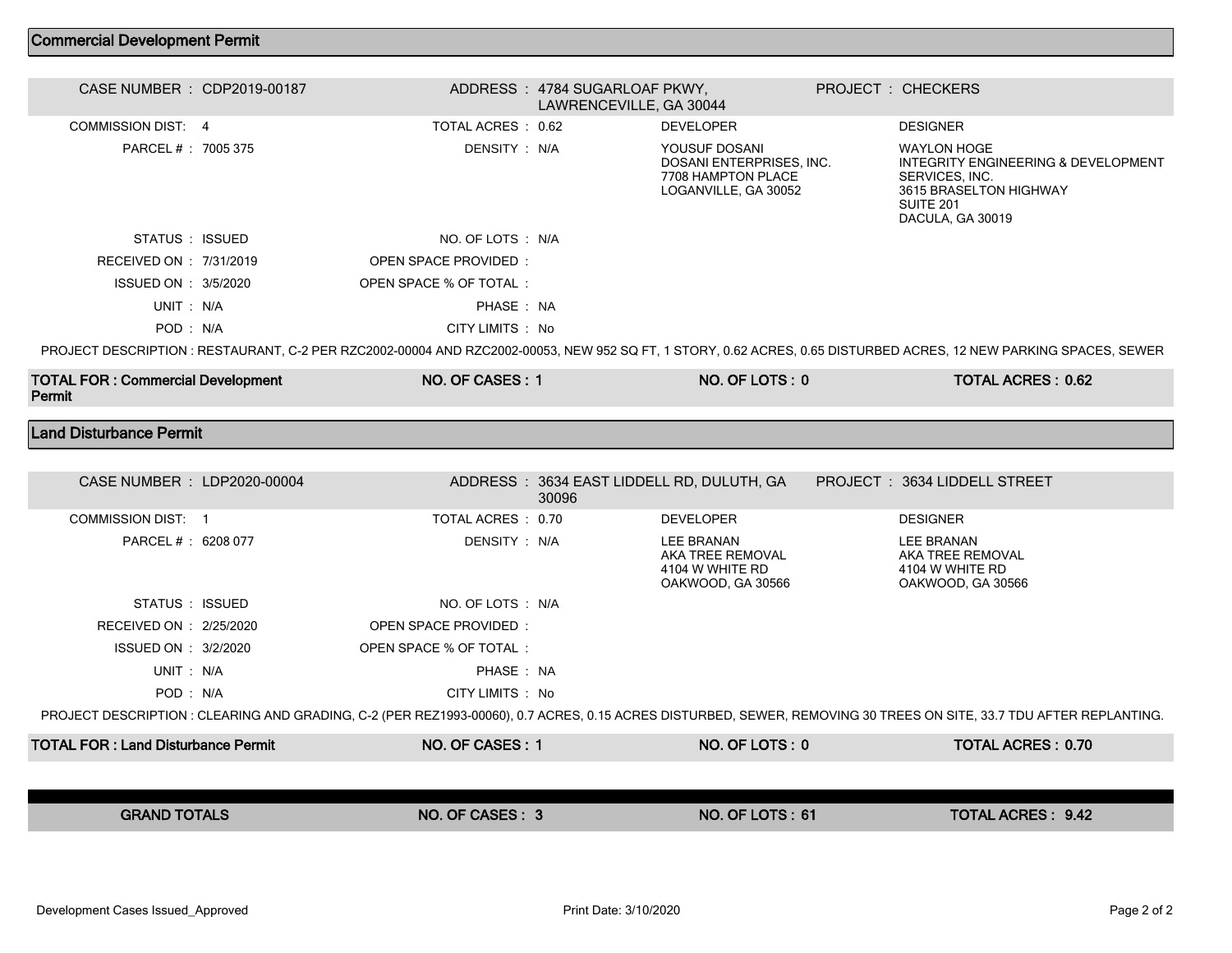## Commercial Development Permit

| | | | | | |
|---|---|---|---|---|---|
| CASE NUMBER : | CDP2019-00187 | ADDRESS : | 4784 SUGARLOAF PKWY, LAWRENCEVILLE, GA 30044 | PROJECT : | CHECKERS |
| COMMISSION DIST: | 4 | TOTAL ACRES : | 0.62 | DEVELOPER | DESIGNER |
| PARCEL # : | 7005 375 | DENSITY : | N/A | YOUSUF DOSANI<br>DOSANI ENTERPRISES, INC.<br>7708 HAMPTON PLACE<br>LOGANVILLE, GA 30052 | WAYLON HOGE<br>INTEGRITY ENGINEERING & DEVELOPMENT SERVICES, INC.<br>3615 BRASELTON HIGHWAY<br>SUITE 201<br>DACULA, GA 30019 |
| STATUS : | ISSUED | NO. OF LOTS : | N/A | | |
| RECEIVED ON : | 7/31/2019 | OPEN SPACE PROVIDED : | | | |
| ISSUED ON : | 3/5/2020 | OPEN SPACE % OF TOTAL : | | | |
| UNIT : | N/A | PHASE : | NA | | |
| POD : | N/A | CITY LIMITS : | No | | |

PROJECT DESCRIPTION : RESTAURANT, C-2 PER RZC2002-00004 AND RZC2002-00053, NEW 952 SQ FT, 1 STORY, 0.62 ACRES, 0.65 DISTURBED ACRES, 12 NEW PARKING SPACES, SEWER

| | | | |
|---|---|---|---|
| **TOTAL FOR : Commercial Development Permit** | **NO. OF CASES : 1** | **NO. OF LOTS : 0** | **TOTAL ACRES : 0.62** |

## Land Disturbance Permit

| | | | | | |
|---|---|---|---|---|---|
| CASE NUMBER : | LDP2020-00004 | ADDRESS : | 3634 EAST LIDDELL RD, DULUTH, GA 30096 | PROJECT : | 3634 LIDDELL STREET |
| COMMISSION DIST: | 1 | TOTAL ACRES : | 0.70 | DEVELOPER | DESIGNER |
| PARCEL # : | 6208 077 | DENSITY : | N/A | LEE BRANAN<br>AKA TREE REMOVAL<br>4104 W WHITE RD<br>OAKWOOD, GA 30566 | LEE BRANAN<br>AKA TREE REMOVAL<br>4104 W WHITE RD<br>OAKWOOD, GA 30566 |
| STATUS : | ISSUED | NO. OF LOTS : | N/A | | |
| RECEIVED ON : | 2/25/2020 | OPEN SPACE PROVIDED : | | | |
| ISSUED ON : | 3/2/2020 | OPEN SPACE % OF TOTAL : | | | |
| UNIT : | N/A | PHASE : | NA | | |
| POD : | N/A | CITY LIMITS : | No | | |

PROJECT DESCRIPTION : CLEARING AND GRADING, C-2 (PER REZ1993-00060), 0.7 ACRES, 0.15 ACRES DISTURBED, SEWER, REMOVING 30 TREES ON SITE, 33.7 TDU AFTER REPLANTING.

| | | | |
|---|---|---|---|
| **TOTAL FOR : Land Disturbance Permit** | **NO. OF CASES : 1** | **NO. OF LOTS : 0** | **TOTAL ACRES : 0.70** |

| | | | |
|---|---|---|---|
| **GRAND TOTALS** | **NO. OF CASES : 3** | **NO. OF LOTS : 61** | **TOTAL ACRES : 9.42** |

Development Cases Issued_Approved — Print Date: 3/10/2020